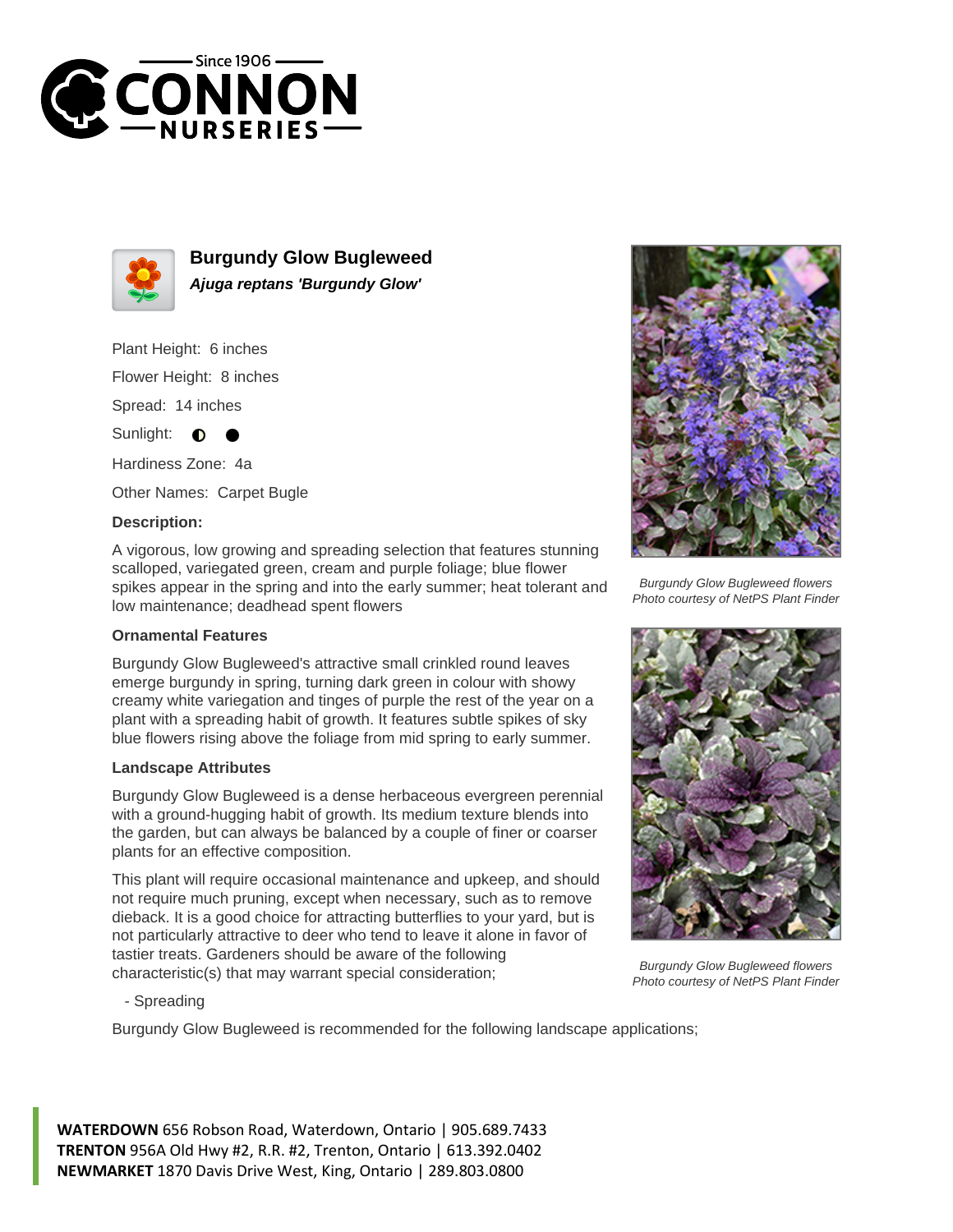# Burgundy Glow Bugleweed

***Ajuga reptans 'Burgundy Glow'***

Plant Height: 6 inches

Flower Height: 8 inches

Spread: 14 inches

Sunlight: ◐ ●

Hardiness Zone: 4a

Other Names: Carpet Bugle

**Description:**

A vigorous, low growing and spreading selection that features stunning scalloped, variegated green, cream and purple foliage; blue flower spikes appear in the spring and into the early summer; heat tolerant and low maintenance; deadhead spent flowers

### Ornamental Features

Burgundy Glow Bugleweed's attractive small crinkled round leaves emerge burgundy in spring, turning dark green in colour with showy creamy white variegation and tinges of purple the rest of the year on a plant with a spreading habit of growth. It features subtle spikes of sky blue flowers rising above the foliage from mid spring to early summer.

### Landscape Attributes

Burgundy Glow Bugleweed is a dense herbaceous evergreen perennial with a ground-hugging habit of growth. Its medium texture blends into the garden, but can always be balanced by a couple of finer or coarser plants for an effective composition.

This plant will require occasional maintenance and upkeep, and should not require much pruning, except when necessary, such as to remove dieback. It is a good choice for attracting butterflies to your yard, but is not particularly attractive to deer who tend to leave it alone in favor of tastier treats. Gardeners should be aware of the following characteristic(s) that may warrant special consideration;

- Spreading

Burgundy Glow Bugleweed is recommended for the following landscape applications;

*Burgundy Glow Bugleweed flowers*
*Photo courtesy of NetPS Plant Finder*

*Burgundy Glow Bugleweed flowers*
*Photo courtesy of NetPS Plant Finder*

**WATERDOWN** 656 Robson Road, Waterdown, Ontario | 905.689.7433
**TRENTON** 956A Old Hwy #2, R.R. #2, Trenton, Ontario | 613.392.0402
**NEWMARKET** 1870 Davis Drive West, King, Ontario | 289.803.0800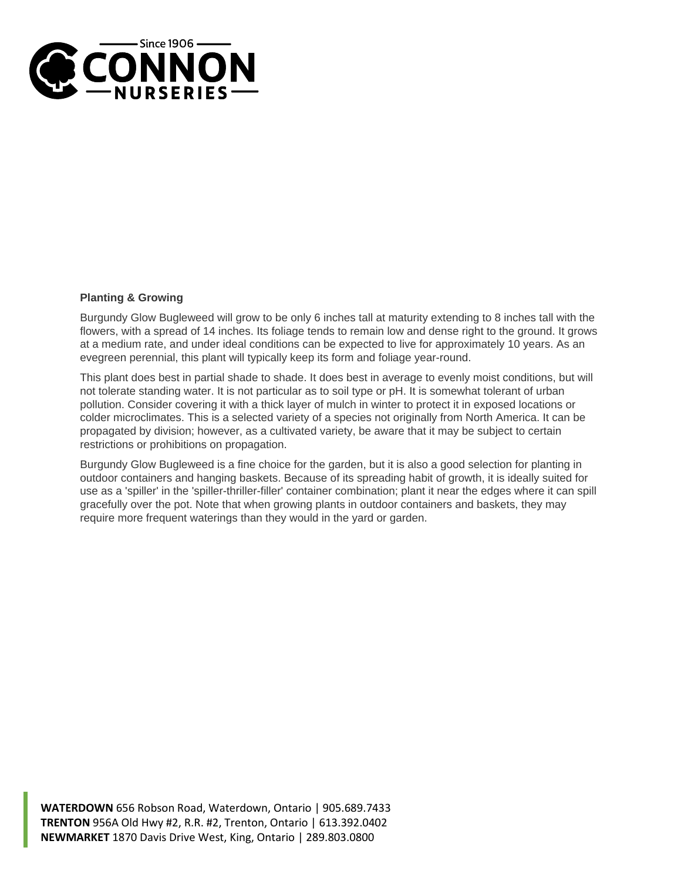**Planting & Growing**

Burgundy Glow Bugleweed will grow to be only 6 inches tall at maturity extending to 8 inches tall with the flowers, with a spread of 14 inches. Its foliage tends to remain low and dense right to the ground. It grows at a medium rate, and under ideal conditions can be expected to live for approximately 10 years. As an evegreen perennial, this plant will typically keep its form and foliage year-round.

This plant does best in partial shade to shade. It does best in average to evenly moist conditions, but will not tolerate standing water. It is not particular as to soil type or pH. It is somewhat tolerant of urban pollution. Consider covering it with a thick layer of mulch in winter to protect it in exposed locations or colder microclimates. This is a selected variety of a species not originally from North America. It can be propagated by division; however, as a cultivated variety, be aware that it may be subject to certain restrictions or prohibitions on propagation.

Burgundy Glow Bugleweed is a fine choice for the garden, but it is also a good selection for planting in outdoor containers and hanging baskets. Because of its spreading habit of growth, it is ideally suited for use as a 'spiller' in the 'spiller-thriller-filler' container combination; plant it near the edges where it can spill gracefully over the pot. Note that when growing plants in outdoor containers and baskets, they may require more frequent waterings than they would in the yard or garden.